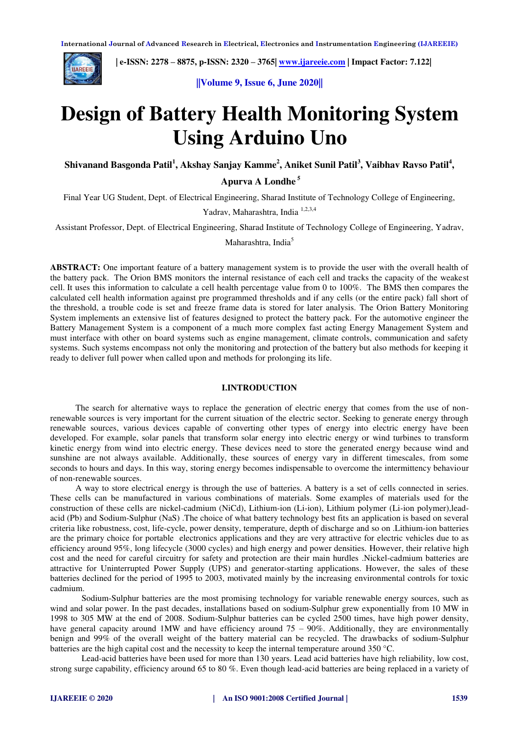# Design of Battery Health Monitoring System Using Arduino Uno

**Shivanand Basgonda Patil[1], Akshay Sanjay Kamme[2], Aniket Sunil Patil[3], Vaibhav Ravso Patil[4], Apurva A Londhe [5]**

Final Year UG Student, Dept. of Electrical Engineering, Sharad Institute of Technology College of Engineering, Yadrav, Maharashtra, India [1,2,3,4]

Assistant Professor, Dept. of Electrical Engineering, Sharad Institute of Technology College of Engineering, Yadrav, Maharashtra, India[5]

**ABSTRACT:** One important feature of a battery management system is to provide the user with the overall health of the battery pack. The Orion BMS monitors the internal resistance of each cell and tracks the capacity of the weakest cell. It uses this information to calculate a cell health percentage value from 0 to 100%. The BMS then compares the calculated cell health information against pre programmed thresholds and if any cells (or the entire pack) fall short of the threshold, a trouble code is set and freeze frame data is stored for later analysis. The Orion Battery Monitoring System implements an extensive list of features designed to protect the battery pack. For the automotive engineer the Battery Management System is a component of a much more complex fast acting Energy Management System and must interface with other on board systems such as engine management, climate controls, communication and safety systems. Such systems encompass not only the monitoring and protection of the battery but also methods for keeping it ready to deliver full power when called upon and methods for prolonging its life.

## I.INTRODUCTION

The search for alternative ways to replace the generation of electric energy that comes from the use of non-renewable sources is very important for the current situation of the electric sector. Seeking to generate energy through renewable sources, various devices capable of converting other types of energy into electric energy have been developed. For example, solar panels that transform solar energy into electric energy or wind turbines to transform kinetic energy from wind into electric energy. These devices need to store the generated energy because wind and sunshine are not always available. Additionally, these sources of energy vary in different timescales, from some seconds to hours and days. In this way, storing energy becomes indispensable to overcome the intermittency behaviour of non-renewable sources.

A way to store electrical energy is through the use of batteries. A battery is a set of cells connected in series. These cells can be manufactured in various combinations of materials. Some examples of materials used for the construction of these cells are nickel-cadmium (NiCd), Lithium-ion (Li-ion), Lithium polymer (Li-ion polymer),lead-acid (Pb) and Sodium-Sulphur (NaS) .The choice of what battery technology best fits an application is based on several criteria like robustness, cost, life-cycle, power density, temperature, depth of discharge and so on .Lithium-ion batteries are the primary choice for portable electronics applications and they are very attractive for electric vehicles due to as efficiency around 95%, long lifecycle (3000 cycles) and high energy and power densities. However, their relative high cost and the need for careful circuitry for safety and protection are their main hurdles .Nickel-cadmium batteries are attractive for Uninterrupted Power Supply (UPS) and generator-starting applications. However, the sales of these batteries declined for the period of 1995 to 2003, motivated mainly by the increasing environmental controls for toxic cadmium.

Sodium-Sulphur batteries are the most promising technology for variable renewable energy sources, such as wind and solar power. In the past decades, installations based on sodium-Sulphur grew exponentially from 10 MW in 1998 to 305 MW at the end of 2008. Sodium-Sulphur batteries can be cycled 2500 times, have high power density, have general capacity around 1MW and have efficiency around 75 – 90%. Additionally, they are environmentally benign and 99% of the overall weight of the battery material can be recycled. The drawbacks of sodium-Sulphur batteries are the high capital cost and the necessity to keep the internal temperature around 350 °C.

Lead-acid batteries have been used for more than 130 years. Lead acid batteries have high reliability, low cost, strong surge capability, efficiency around 65 to 80 %. Even though lead-acid batteries are being replaced in a variety of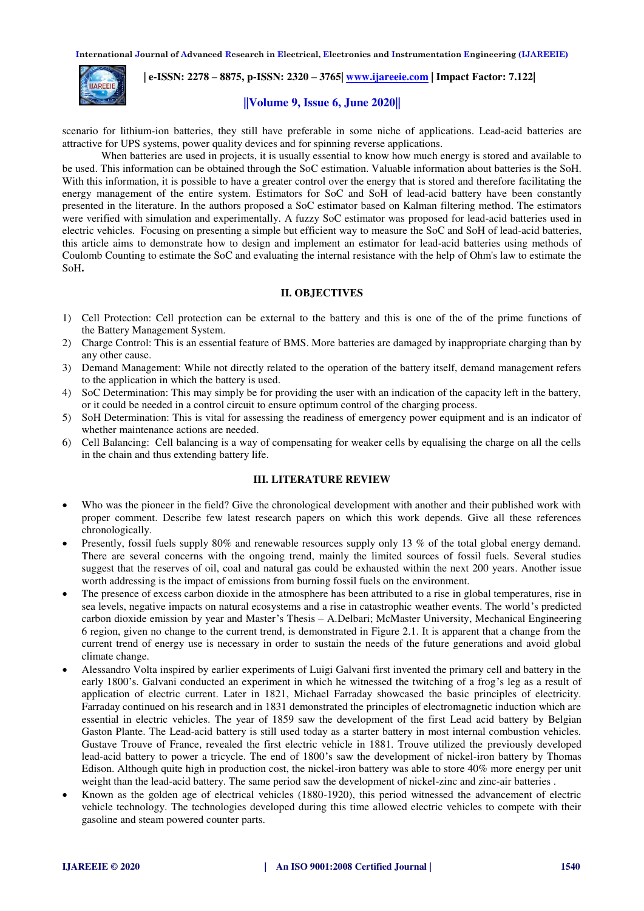scenario for lithium-ion batteries, they still have preferable in some niche of applications. Lead-acid batteries are attractive for UPS systems, power quality devices and for spinning reverse applications.

When batteries are used in projects, it is usually essential to know how much energy is stored and available to be used. This information can be obtained through the SoC estimation. Valuable information about batteries is the SoH. With this information, it is possible to have a greater control over the energy that is stored and therefore facilitating the energy management of the entire system. Estimators for SoC and SoH of lead-acid battery have been constantly presented in the literature. In the authors proposed a SoC estimator based on Kalman filtering method. The estimators were verified with simulation and experimentally. A fuzzy SoC estimator was proposed for lead-acid batteries used in electric vehicles. Focusing on presenting a simple but efficient way to measure the SoC and SoH of lead-acid batteries, this article aims to demonstrate how to design and implement an estimator for lead-acid batteries using methods of Coulomb Counting to estimate the SoC and evaluating the internal resistance with the help of Ohm's law to estimate the SoH**.**

## II. OBJECTIVES

1) Cell Protection: Cell protection can be external to the battery and this is one of the of the prime functions of the Battery Management System.
2) Charge Control: This is an essential feature of BMS. More batteries are damaged by inappropriate charging than by any other cause.
3) Demand Management: While not directly related to the operation of the battery itself, demand management refers to the application in which the battery is used.
4) SoC Determination: This may simply be for providing the user with an indication of the capacity left in the battery, or it could be needed in a control circuit to ensure optimum control of the charging process.
5) SoH Determination: This is vital for assessing the readiness of emergency power equipment and is an indicator of whether maintenance actions are needed.
6) Cell Balancing: Cell balancing is a way of compensating for weaker cells by equalising the charge on all the cells in the chain and thus extending battery life.

## III. LITERATURE REVIEW

- Who was the pioneer in the field? Give the chronological development with another and their published work with proper comment. Describe few latest research papers on which this work depends. Give all these references chronologically.
- Presently, fossil fuels supply 80% and renewable resources supply only 13 % of the total global energy demand. There are several concerns with the ongoing trend, mainly the limited sources of fossil fuels. Several studies suggest that the reserves of oil, coal and natural gas could be exhausted within the next 200 years. Another issue worth addressing is the impact of emissions from burning fossil fuels on the environment.
- The presence of excess carbon dioxide in the atmosphere has been attributed to a rise in global temperatures, rise in sea levels, negative impacts on natural ecosystems and a rise in catastrophic weather events. The world's predicted carbon dioxide emission by year and Master's Thesis – A.Delbari; McMaster University, Mechanical Engineering 6 region, given no change to the current trend, is demonstrated in Figure 2.1. It is apparent that a change from the current trend of energy use is necessary in order to sustain the needs of the future generations and avoid global climate change.
- Alessandro Volta inspired by earlier experiments of Luigi Galvani first invented the primary cell and battery in the early 1800's. Galvani conducted an experiment in which he witnessed the twitching of a frog's leg as a result of application of electric current. Later in 1821, Michael Farraday showcased the basic principles of electricity. Farraday continued on his research and in 1831 demonstrated the principles of electromagnetic induction which are essential in electric vehicles. The year of 1859 saw the development of the first Lead acid battery by Belgian Gaston Plante. The Lead-acid battery is still used today as a starter battery in most internal combustion vehicles. Gustave Trouve of France, revealed the first electric vehicle in 1881. Trouve utilized the previously developed lead-acid battery to power a tricycle. The end of 1800's saw the development of nickel-iron battery by Thomas Edison. Although quite high in production cost, the nickel-iron battery was able to store 40% more energy per unit weight than the lead-acid battery. The same period saw the development of nickel-zinc and zinc-air batteries .
- Known as the golden age of electrical vehicles (1880-1920), this period witnessed the advancement of electric vehicle technology. The technologies developed during this time allowed electric vehicles to compete with their gasoline and steam powered counter parts.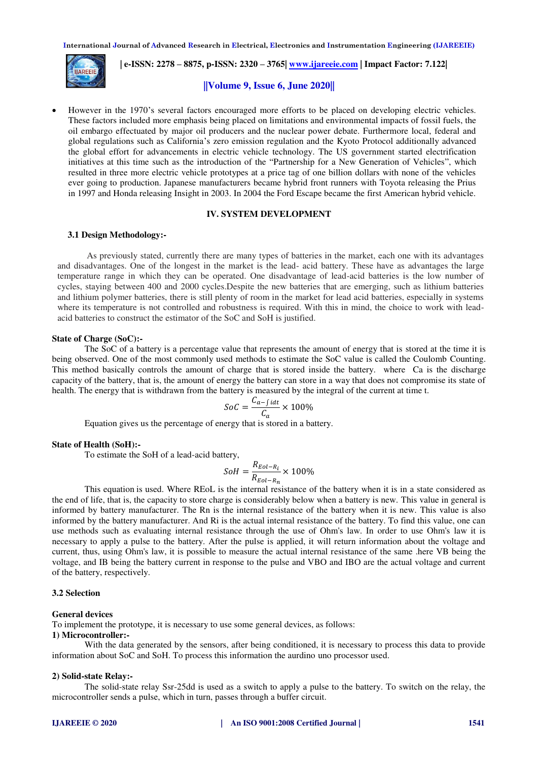- However in the 1970's several factors encouraged more efforts to be placed on developing electric vehicles. These factors included more emphasis being placed on limitations and environmental impacts of fossil fuels, the oil embargo effectuated by major oil producers and the nuclear power debate. Furthermore local, federal and global regulations such as California's zero emission regulation and the Kyoto Protocol additionally advanced the global effort for advancements in electric vehicle technology. The US government started electrification initiatives at this time such as the introduction of the "Partnership for a New Generation of Vehicles", which resulted in three more electric vehicle prototypes at a price tag of one billion dollars with none of the vehicles ever going to production. Japanese manufacturers became hybrid front runners with Toyota releasing the Prius in 1997 and Honda releasing Insight in 2003. In 2004 the Ford Escape became the first American hybrid vehicle.

## IV. SYSTEM DEVELOPMENT

### 3.1 Design Methodology:-

As previously stated, currently there are many types of batteries in the market, each one with its advantages and disadvantages. One of the longest in the market is the lead- acid battery. These have as advantages the large temperature range in which they can be operated. One disadvantage of lead-acid batteries is the low number of cycles, staying between 400 and 2000 cycles.Despite the new batteries that are emerging, such as lithium batteries and lithium polymer batteries, there is still plenty of room in the market for lead acid batteries, especially in systems where its temperature is not controlled and robustness is required. With this in mind, the choice to work with lead-acid batteries to construct the estimator of the SoC and SoH is justified.

**State of Charge (SoC):-**

The SoC of a battery is a percentage value that represents the amount of energy that is stored at the time it is being observed. One of the most commonly used methods to estimate the SoC value is called the Coulomb Counting. This method basically controls the amount of charge that is stored inside the battery. where Ca is the discharge capacity of the battery, that is, the amount of energy the battery can store in a way that does not compromise its state of health. The energy that is withdrawn from the battery is measured by the integral of the current at time t.

$$SoC = \frac{C_{a-\int idt}}{C_a} \times 100\%$$

Equation gives us the percentage of energy that is stored in a battery.

**State of Health (SoH):-**

To estimate the SoH of a lead-acid battery,

$$SoH = \frac{R_{Eol-R_i}}{R_{Eol-R_n}} \times 100\%$$

This equation is used. Where REoL is the internal resistance of the battery when it is in a state considered as the end of life, that is, the capacity to store charge is considerably below when a battery is new. This value in general is informed by battery manufacturer. The Rn is the internal resistance of the battery when it is new. This value is also informed by the battery manufacturer. And Ri is the actual internal resistance of the battery. To find this value, one can use methods such as evaluating internal resistance through the use of Ohm's law. In order to use Ohm's law it is necessary to apply a pulse to the battery. After the pulse is applied, it will return information about the voltage and current, thus, using Ohm's law, it is possible to measure the actual internal resistance of the same .here VB being the voltage, and IB being the battery current in response to the pulse and VBO and IBO are the actual voltage and current of the battery, respectively.

### 3.2 Selection

**General devices**

To implement the prototype, it is necessary to use some general devices, as follows:

**1) Microcontroller:-**

With the data generated by the sensors, after being conditioned, it is necessary to process this data to provide information about SoC and SoH. To process this information the aurdino uno processor used.

**2) Solid-state Relay:-**

The solid-state relay Ssr-25dd is used as a switch to apply a pulse to the battery. To switch on the relay, the microcontroller sends a pulse, which in turn, passes through a buffer circuit.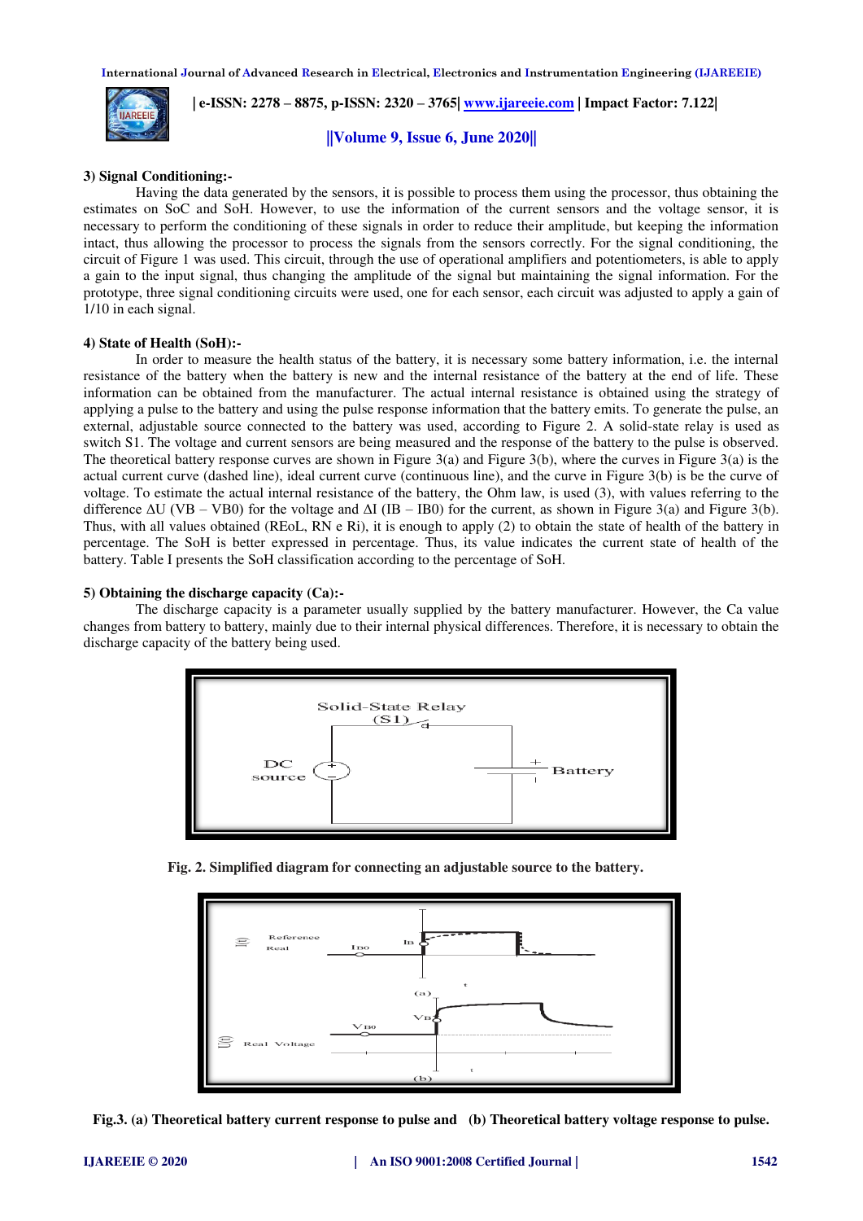### 3) Signal Conditioning:-

Having the data generated by the sensors, it is possible to process them using the processor, thus obtaining the estimates on SoC and SoH. However, to use the information of the current sensors and the voltage sensor, it is necessary to perform the conditioning of these signals in order to reduce their amplitude, but keeping the information intact, thus allowing the processor to process the signals from the sensors correctly. For the signal conditioning, the circuit of Figure 1 was used. This circuit, through the use of operational amplifiers and potentiometers, is able to apply a gain to the input signal, thus changing the amplitude of the signal but maintaining the signal information. For the prototype, three signal conditioning circuits were used, one for each sensor, each circuit was adjusted to apply a gain of 1/10 in each signal.

### 4) State of Health (SoH):-

In order to measure the health status of the battery, it is necessary some battery information, i.e. the internal resistance of the battery when the battery is new and the internal resistance of the battery at the end of life. These information can be obtained from the manufacturer. The actual internal resistance is obtained using the strategy of applying a pulse to the battery and using the pulse response information that the battery emits. To generate the pulse, an external, adjustable source connected to the battery was used, according to Figure 2. A solid-state relay is used as switch S1. The voltage and current sensors are being measured and the response of the battery to the pulse is observed. The theoretical battery response curves are shown in Figure 3(a) and Figure 3(b), where the curves in Figure 3(a) is the actual current curve (dashed line), ideal current curve (continuous line), and the curve in Figure 3(b) is be the curve of voltage. To estimate the actual internal resistance of the battery, the Ohm law, is used (3), with values referring to the difference $\Delta U$ ($V_B - V_{B0}$) for the voltage and $\Delta I$ ($I_B - I_{B0}$) for the current, as shown in Figure 3(a) and Figure 3(b). Thus, with all values obtained ($R_{EoL}$, $R_N$ e $R_i$), it is enough to apply (2) to obtain the state of health of the battery in percentage. The SoH is better expressed in percentage. Thus, its value indicates the current state of health of the battery. Table I presents the SoH classification according to the percentage of SoH.

### 5) Obtaining the discharge capacity (Ca):-

The discharge capacity is a parameter usually supplied by the battery manufacturer. However, the Ca value changes from battery to battery, mainly due to their internal physical differences. Therefore, it is necessary to obtain the discharge capacity of the battery being used.

**Fig. 2. Simplified diagram for connecting an adjustable source to the battery.**

**Fig.3. (a) Theoretical battery current response to pulse and (b) Theoretical battery voltage response to pulse.**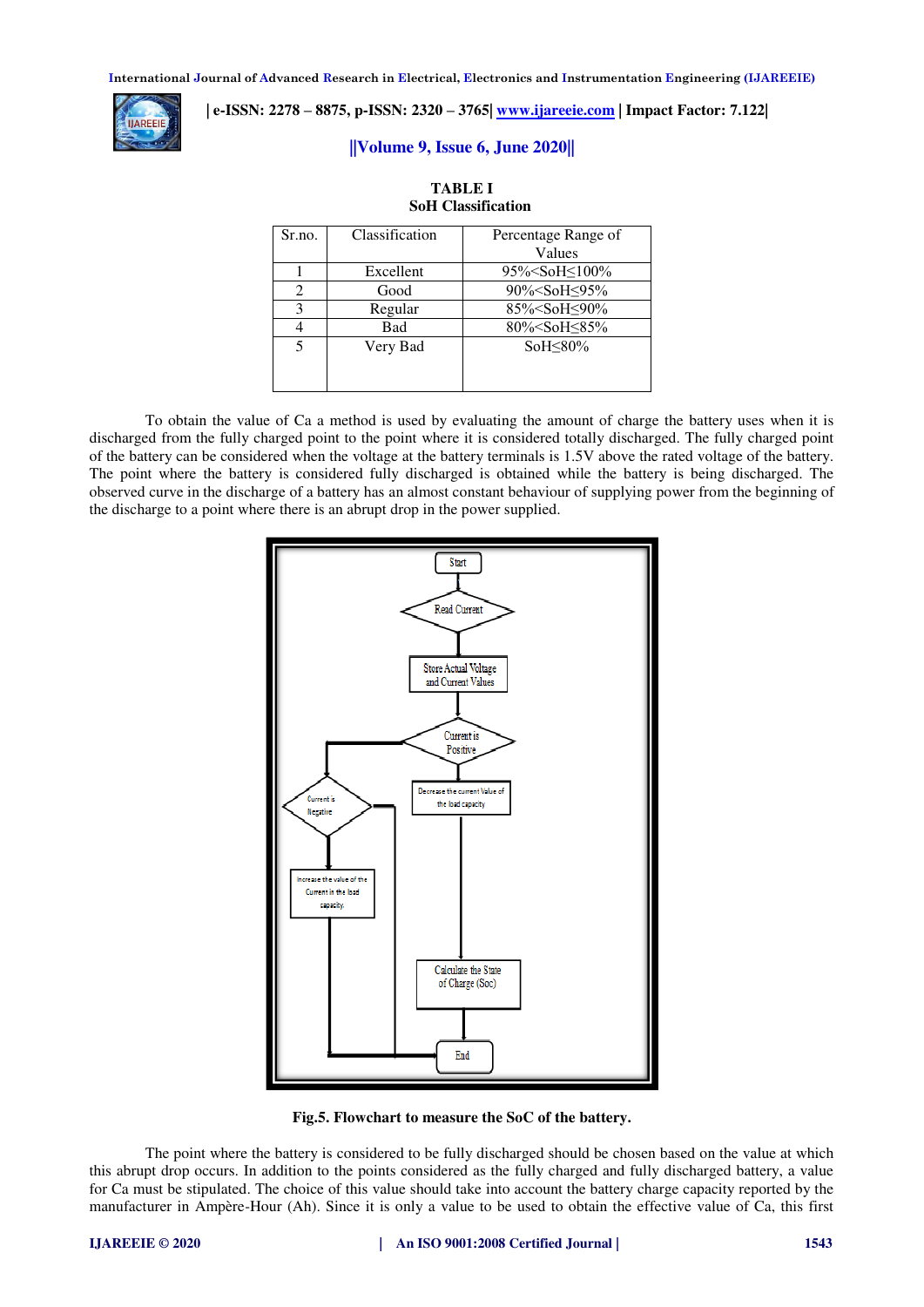**TABLE I**
**SoH Classification**

| Sr.no. | Classification | Percentage Range of Values |
|---|---|---|
| 1 | Excellent | 95%<SoH≤100% |
| 2 | Good | 90%<SoH≤95% |
| 3 | Regular | 85%<SoH≤90% |
| 4 | Bad | 80%<SoH≤85% |
| 5 | Very Bad | SoH≤80% |

To obtain the value of Ca a method is used by evaluating the amount of charge the battery uses when it is discharged from the fully charged point to the point where it is considered totally discharged. The fully charged point of the battery can be considered when the voltage at the battery terminals is 1.5V above the rated voltage of the battery. The point where the battery is considered fully discharged is obtained while the battery is being discharged. The observed curve in the discharge of a battery has an almost constant behaviour of supplying power from the beginning of the discharge to a point where there is an abrupt drop in the power supplied.

**Fig.5. Flowchart to measure the SoC of the battery.**

The point where the battery is considered to be fully discharged should be chosen based on the value at which this abrupt drop occurs. In addition to the points considered as the fully charged and fully discharged battery, a value for Ca must be stipulated. The choice of this value should take into account the battery charge capacity reported by the manufacturer in Ampère-Hour (Ah). Since it is only a value to be used to obtain the effective value of Ca, this first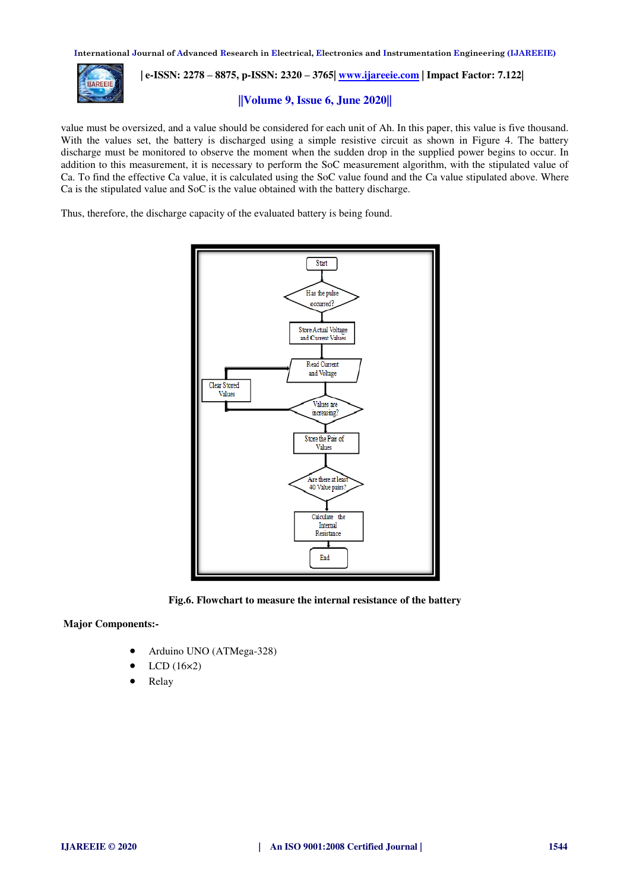value must be oversized, and a value should be considered for each unit of Ah. In this paper, this value is five thousand. With the values set, the battery is discharged using a simple resistive circuit as shown in Figure 4. The battery discharge must be monitored to observe the moment when the sudden drop in the supplied power begins to occur. In addition to this measurement, it is necessary to perform the SoC measurement algorithm, with the stipulated value of Ca. To find the effective Ca value, it is calculated using the SoC value found and the Ca value stipulated above. Where Ca is the stipulated value and SoC is the value obtained with the battery discharge.

Thus, therefore, the discharge capacity of the evaluated battery is being found.

**Fig.6. Flowchart to measure the internal resistance of the battery**

**Major Components:-**

- Arduino UNO (ATMega-328)
- LCD (16×2)
- Relay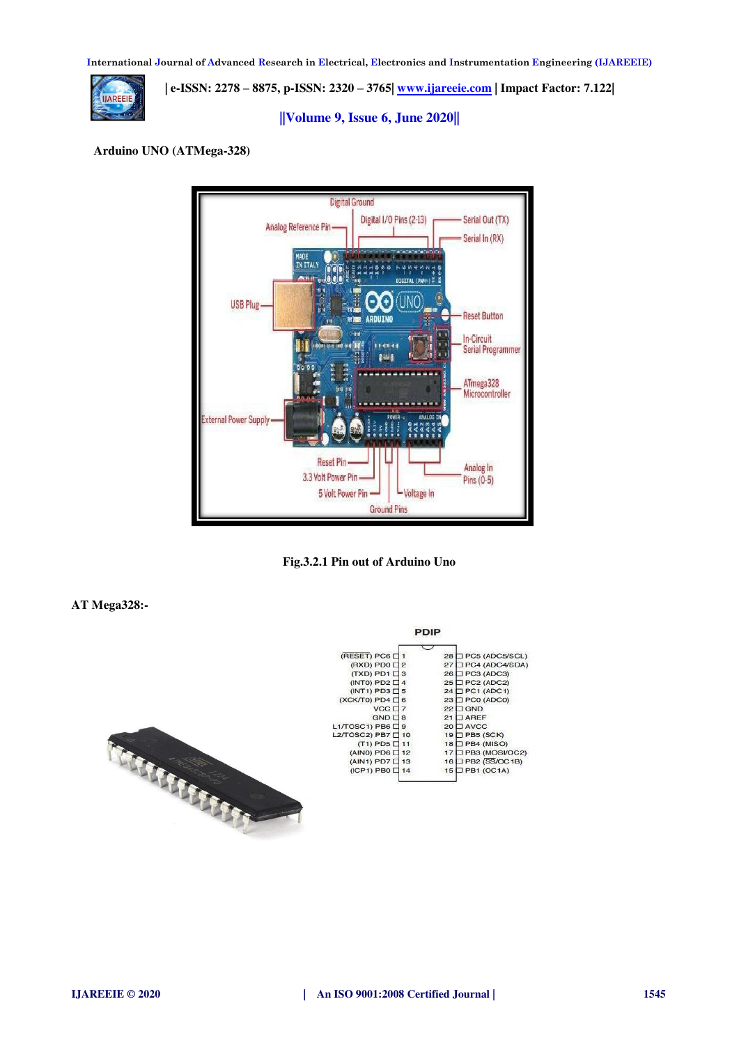**Arduino UNO (ATMega-328)**

Fig.3.2.1 Pin out of Arduino Uno

**AT Mega328:-**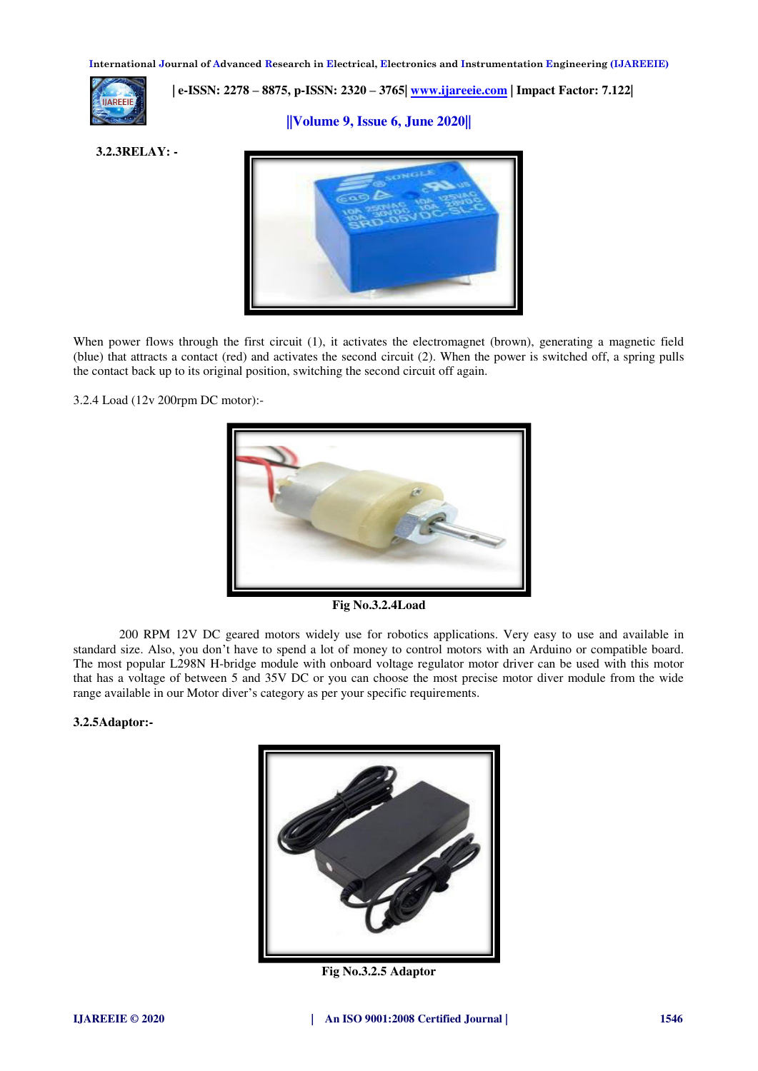**3.2.3RELAY: -**

When power flows through the first circuit (1), it activates the electromagnet (brown), generating a magnetic field (blue) that attracts a contact (red) and activates the second circuit (2). When the power is switched off, a spring pulls the contact back up to its original position, switching the second circuit off again.

3.2.4 Load (12v 200rpm DC motor):-

**Fig No.3.2.4Load**

200 RPM 12V DC geared motors widely use for robotics applications. Very easy to use and available in standard size. Also, you don't have to spend a lot of money to control motors with an Arduino or compatible board. The most popular L298N H-bridge module with onboard voltage regulator motor driver can be used with this motor that has a voltage of between 5 and 35V DC or you can choose the most precise motor diver module from the wide range available in our Motor diver's category as per your specific requirements.

**3.2.5Adaptor:-**

**Fig No.3.2.5 Adaptor**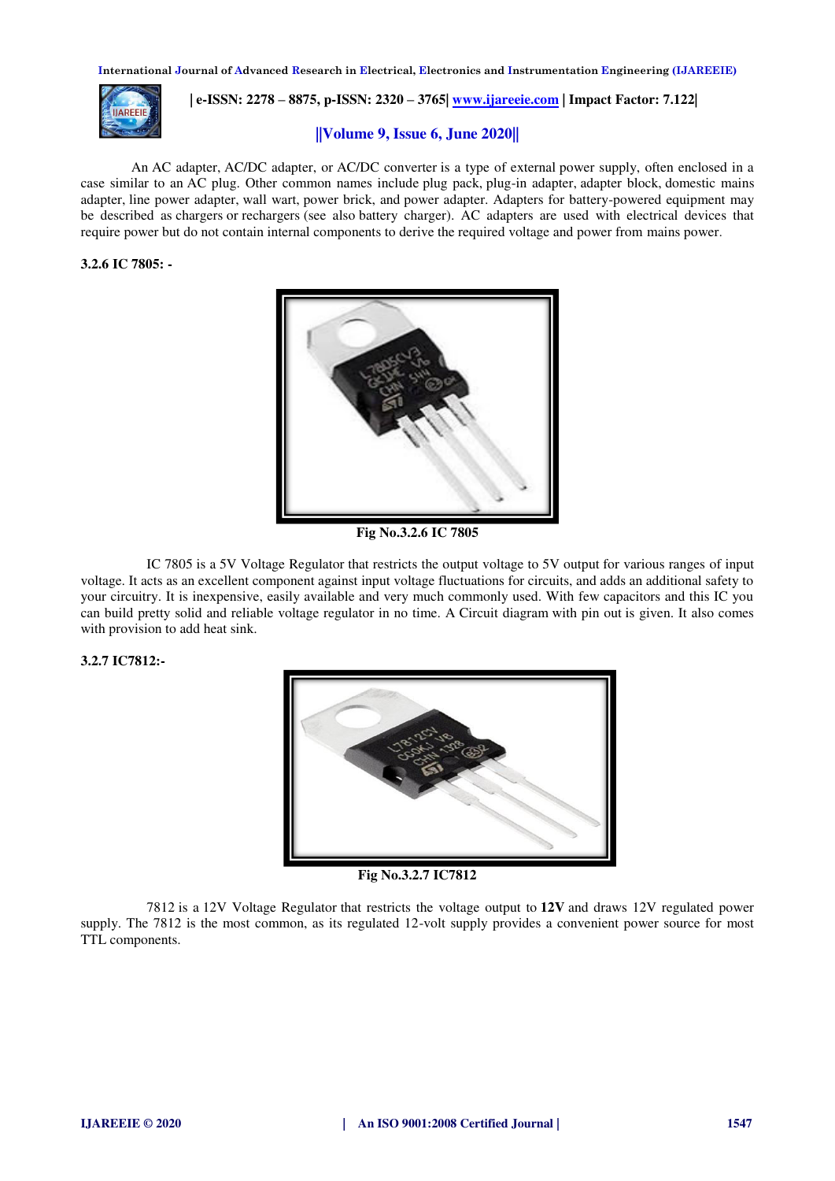An AC adapter, AC/DC adapter, or AC/DC converter is a type of external power supply, often enclosed in a case similar to an AC plug. Other common names include plug pack, plug-in adapter, adapter block, domestic mains adapter, line power adapter, wall wart, power brick, and power adapter. Adapters for battery-powered equipment may be described as chargers or rechargers (see also battery charger). AC adapters are used with electrical devices that require power but do not contain internal components to derive the required voltage and power from mains power.

### 3.2.6 IC 7805: -

**Fig No.3.2.6 IC 7805**

IC 7805 is a 5V Voltage Regulator that restricts the output voltage to 5V output for various ranges of input voltage. It acts as an excellent component against input voltage fluctuations for circuits, and adds an additional safety to your circuitry. It is inexpensive, easily available and very much commonly used. With few capacitors and this IC you can build pretty solid and reliable voltage regulator in no time. A Circuit diagram with pin out is given. It also comes with provision to add heat sink.

### 3.2.7 IC7812:-

**Fig No.3.2.7 IC7812**

7812 is a 12V Voltage Regulator that restricts the voltage output to **12V** and draws 12V regulated power supply. The 7812 is the most common, as its regulated 12-volt supply provides a convenient power source for most TTL components.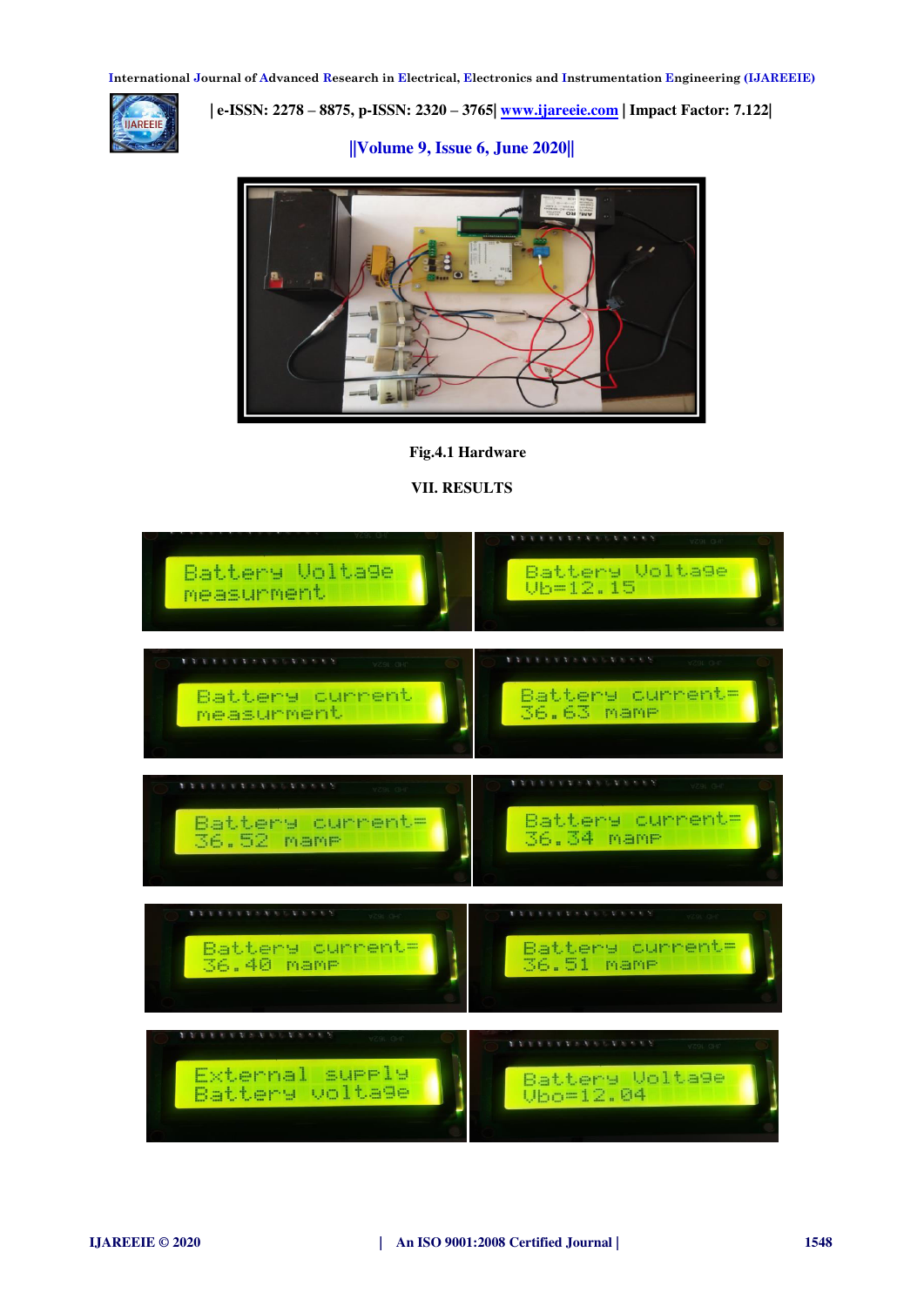Fig.4.1 Hardware

## VII. RESULTS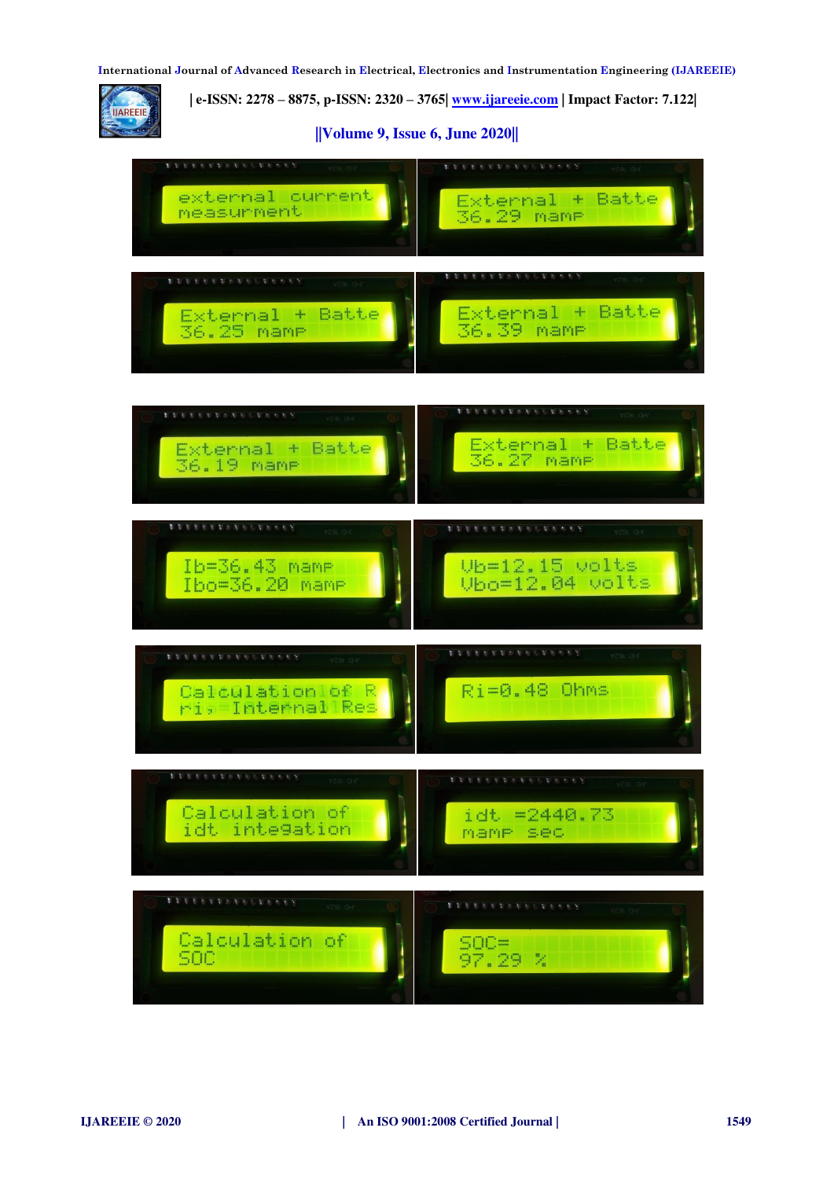external current
measurment

External + Batte
36.29 mamp

External + Batte
36.25 mamp

External + Batte
36.39 mamp

External + Batte
36.19 mamp

External + Batte
36.27 mamp

Ib=36.43 mamp
Ibo=36.20 mamp

Vb=12.15 volts
Vbo=12.04 volts

Calculation of R
ri, Internal Res

Ri=0.48 Ohms

Calculation of
idt integation

idt =2440.73
mamp sec

Calculation of
SOC

SOC=
97.29 %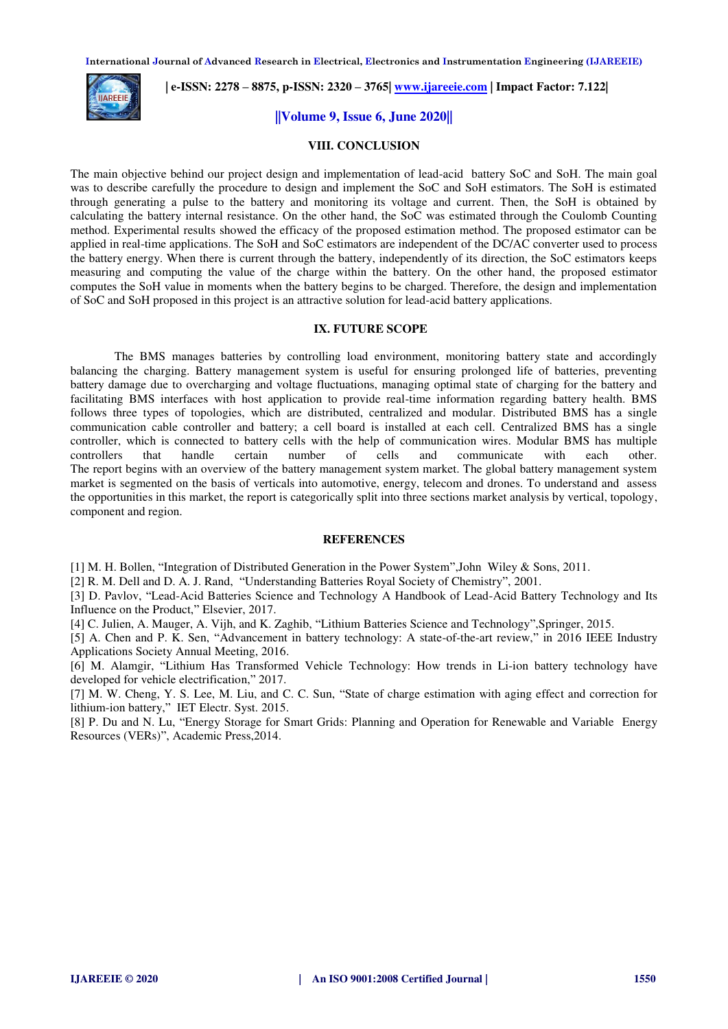## VIII. CONCLUSION

The main objective behind our project design and implementation of lead-acid battery SoC and SoH. The main goal was to describe carefully the procedure to design and implement the SoC and SoH estimators. The SoH is estimated through generating a pulse to the battery and monitoring its voltage and current. Then, the SoH is obtained by calculating the battery internal resistance. On the other hand, the SoC was estimated through the Coulomb Counting method. Experimental results showed the efficacy of the proposed estimation method. The proposed estimator can be applied in real-time applications. The SoH and SoC estimators are independent of the DC/AC converter used to process the battery energy. When there is current through the battery, independently of its direction, the SoC estimators keeps measuring and computing the value of the charge within the battery. On the other hand, the proposed estimator computes the SoH value in moments when the battery begins to be charged. Therefore, the design and implementation of SoC and SoH proposed in this project is an attractive solution for lead-acid battery applications.

## IX. FUTURE SCOPE

The BMS manages batteries by controlling load environment, monitoring battery state and accordingly balancing the charging. Battery management system is useful for ensuring prolonged life of batteries, preventing battery damage due to overcharging and voltage fluctuations, managing optimal state of charging for the battery and facilitating BMS interfaces with host application to provide real-time information regarding battery health. BMS follows three types of topologies, which are distributed, centralized and modular. Distributed BMS has a single communication cable controller and battery; a cell board is installed at each cell. Centralized BMS has a single controller, which is connected to battery cells with the help of communication wires. Modular BMS has multiple controllers that handle certain number of cells and communicate with each other. The report begins with an overview of the battery management system market. The global battery management system market is segmented on the basis of verticals into automotive, energy, telecom and drones. To understand and assess the opportunities in this market, the report is categorically split into three sections market analysis by vertical, topology, component and region.

## REFERENCES

[1] M. H. Bollen, "Integration of Distributed Generation in the Power System",John Wiley & Sons, 2011.

[2] R. M. Dell and D. A. J. Rand, "Understanding Batteries Royal Society of Chemistry", 2001.

[3] D. Pavlov, "Lead-Acid Batteries Science and Technology A Handbook of Lead-Acid Battery Technology and Its Influence on the Product," Elsevier, 2017.

[4] C. Julien, A. Mauger, A. Vijh, and K. Zaghib, "Lithium Batteries Science and Technology",Springer, 2015.

[5] A. Chen and P. K. Sen, "Advancement in battery technology: A state-of-the-art review," in 2016 IEEE Industry Applications Society Annual Meeting, 2016.

[6] M. Alamgir, "Lithium Has Transformed Vehicle Technology: How trends in Li-ion battery technology have developed for vehicle electrification," 2017.

[7] M. W. Cheng, Y. S. Lee, M. Liu, and C. C. Sun, "State of charge estimation with aging effect and correction for lithium-ion battery," IET Electr. Syst. 2015.

[8] P. Du and N. Lu, "Energy Storage for Smart Grids: Planning and Operation for Renewable and Variable Energy Resources (VERs)", Academic Press,2014.